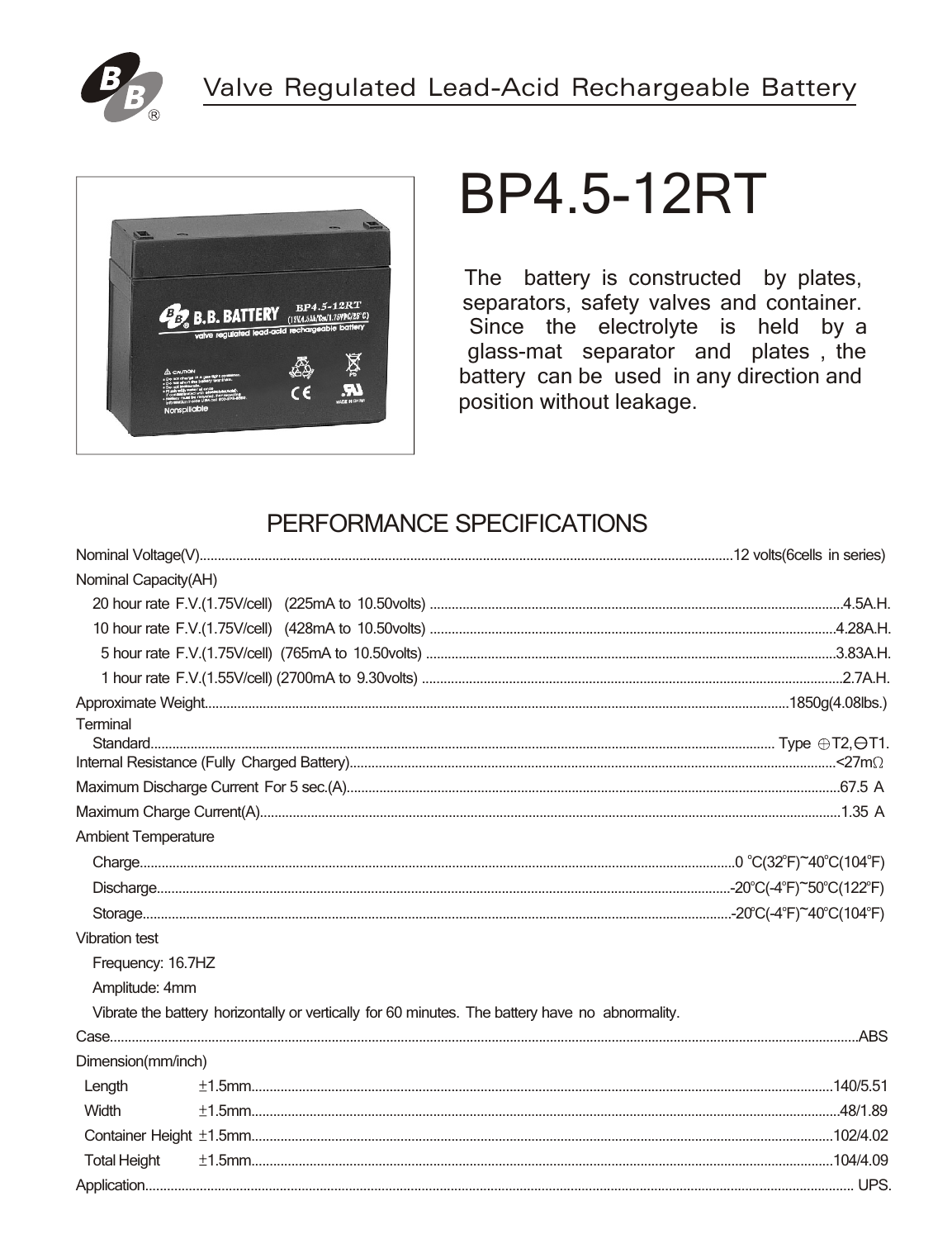Valve Regulated Lead-Acid Rechargeable Battery

# BP4.5-12RT

The battery is constructed by plates, separators, safety valves and container. Since the electrolyte is held by a glass-mat separator and plates , the battery can be used in any direction and position without leakage.

## PERFORMANCE SPECIFICATIONS

Nominal Voltage(V)........12 volts(6cells in series)

Nominal Capacity(AH)

- 20 hour rate F.V.(1.75V/cell) (225mA to 10.50volts) ........4.5A.H.
- 10 hour rate F.V.(1.75V/cell) (428mA to 10.50volts) ........4.28A.H.
- 5 hour rate F.V.(1.75V/cell) (765mA to 10.50volts) ........3.83A.H.
- 1 hour rate F.V.(1.55V/cell) (2700mA to 9.30volts) ........2.7A.H.

Approximate Weight........1850g(4.08lbs.)

Terminal

- Standard........Type ⊕T2,⊖T1.

Internal Resistance (Fully Charged Battery)........<27mΩ

Maximum Discharge Current For 5 sec.(A)........67.5 A

Maximum Charge Current(A)........1.35 A

Ambient Temperature

- Charge........0 °C(32°F)~40°C(104°F)
- Discharge........-20°C(-4°F)~50°C(122°F)
- Storage........-20°C(-4°F)~40°C(104°F)

Vibration test

- Frequency: 16.7HZ
- Amplitude: 4mm
- Vibrate the battery horizontally or vertically for 60 minutes. The battery have no abnormality.

Case........ABS

Dimension(mm/inch)

- Length ±1.5mm........140/5.51
- Width ±1.5mm........48/1.89
- Container Height ±1.5mm........102/4.02
- Total Height ±1.5mm........104/4.09

Application........UPS.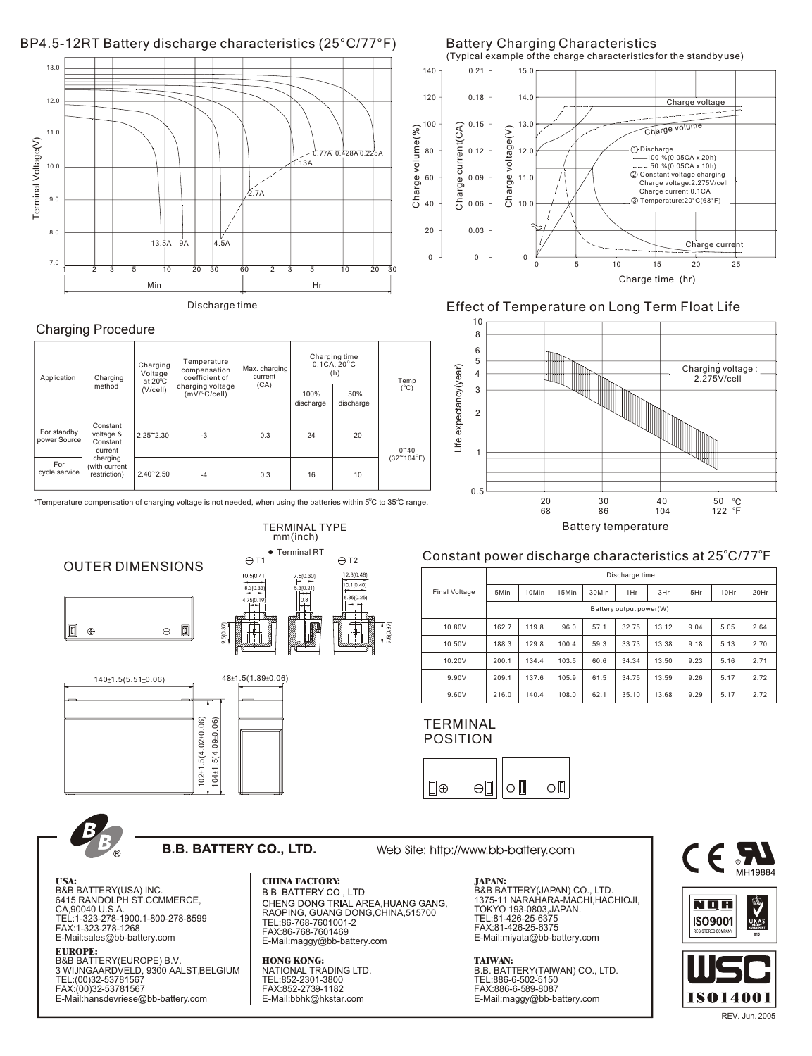## BP4.5-12RT Battery discharge characteristics (25°C/77°F)

Terminal Voltage(V)

13.0
12.0
11.0
10.0
9.0
8.0
7.0

0.77A 0.428A 0.225A
1.13A
2.7A
13.5A 9A 4.5A

1 2 3 5 10 20 30 60 2 3 5 10 20 30

Min Hr

Discharge time

## Battery Charging Characteristics

(Typical example of the charge characteristics for the standby use)

Charge volume(%) 140 120 100 80 60 40 20 0

Charge current(CA) 0.21 0.18 0.15 0.12 0.09 0.06 0.03 0

Charge voltage(V) 15.0 14.0 13.0 12.0 11.0 10.0 0

Charge voltage

Charge volume

① Discharge
—— 100 %(0.05CA x 20h)
– – – 50 %(0.05CA x 10h)
② Constant voltage charging
Charge voltage:2.275V/cell
Charge current:0.1CA
③ Temperature:20°C(68°F)

Charge current

0 5 10 15 20 25

Charge time (hr)

## Charging Procedure

| Application | Charging method | Charging Voltage at 20°C (V/cell) | Temperature compensation coefficient of charging voltage (mV/°C/cell) | Max. charging current (CA) | Charging time 0.1CA, 20°C (h) | | Temp (°C) |
|---|---|---|---|---|---|---|---|
| | | | | | 100% discharge | 50% discharge | |
| For standby power Source | Constant voltage & Constant current charging (with current restriction) | 2.25~2.30 | -3 | 0.3 | 24 | 20 | 0~40 (32~104°F) |
| For cycle service | | 2.40~2.50 | -4 | 0.3 | 16 | 10 | |

*Temperature compensation of charging voltage is not needed, when using the batteries within 5°C to 35°C range.

## Effect of Temperature on Long Term Float Life

Life expectancy(year)

10 8 6 5 4 3 2 1 0.5

Charging voltage : 2.275V/cell

20 30 40 50 °C
68 86 104 122 °F

Battery temperature

## OUTER DIMENSIONS

TERMINAL TYPE
mm(inch)

● Terminal RT

⊖ T1 ⊕ T2

10.5(0.41)
8.3(0.33)
4.75(0.19)
9.5(0.37)
7.5(0.30)
5.3(0.21)
0.8
12.3(0.48)
10.1(0.40)
6.35(0.25)
9.5(0.37)

140±1.5(5.51±0.06)

48±1.5(1.89±0.06)

102±1.5(4.02±0.06)

104±1.5(4.09±0.06)

## Constant power discharge characteristics at 25°C/77°F

| Final Voltage | 5Min | 10Min | 15Min | 30Min | 1Hr | 3Hr | 5Hr | 10Hr | 20Hr |
|---|---|---|---|---|---|---|---|---|---|
| | Battery output power(W) | | | | | | | | |
| 10.80V | 162.7 | 119.8 | 96.0 | 57.1 | 32.75 | 13.12 | 9.04 | 5.05 | 2.64 |
| 10.50V | 188.3 | 129.8 | 100.4 | 59.3 | 33.73 | 13.38 | 9.18 | 5.13 | 2.70 |
| 10.20V | 200.1 | 134.4 | 103.5 | 60.6 | 34.34 | 13.50 | 9.23 | 5.16 | 2.71 |
| 9.90V | 209.1 | 137.6 | 105.9 | 61.5 | 34.75 | 13.59 | 9.26 | 5.17 | 2.72 |
| 9.60V | 216.0 | 140.4 | 108.0 | 62.1 | 35.10 | 13.68 | 9.29 | 5.17 | 2.72 |

(Discharge time)

## TERMINAL POSITION

**B.B. BATTERY CO., LTD.** Web Site: http://www.bb-battery.com

**USA:**
B&B BATTERY(USA) INC.
6415 RANDOLPH ST.COMMERCE,
CA,90040 U.S.A.
TEL:1-323-278-1900.1-800-278-8599
FAX:1-323-278-1268
E-Mail:sales@bb-battery.com

**EUROPE:**
B&B BATTERY(EUROPE) B.V.
3 WIJNGAARDVELD, 9300 AALST,BELGIUM
TEL:(00)32-53781567
FAX:(00)32-53781567
E-Mail:hansdevriese@bb-battery.com

**CHINA FACTORY:**
B.B. BATTERY CO., LTD.
CHENG DONG TRIAL AREA,HUANG GANG,
RAOPING, GUANG DONG,CHINA,515700
TEL:86-768-7601001-2
FAX:86-768-7601469
E-Mail:maggy@bb-battery.com

**HONG KONG:**
NATIONAL TRADING LTD.
TEL:852-2301-3800
FAX:852-2739-1182
E-Mail:bbhk@hkstar.com

**JAPAN:**
B&B BATTERY(JAPAN) CO., LTD.
1375-11 NARAHARA-MACHI,HACHIOJI,
TOKYO 193-0803,JAPAN.
TEL:81-426-25-6375
FAX:81-426-25-6375
E-Mail:miyata@bb-battery.com

**TAIWAN:**
B.B. BATTERY(TAIWAN) CO., LTD.
TEL:886-6-502-5150
FAX:886-6-589-8087
E-Mail:maggy@bb-battery.com

MH19884

ISO9001

ISO14001

REV. Jun. 2005